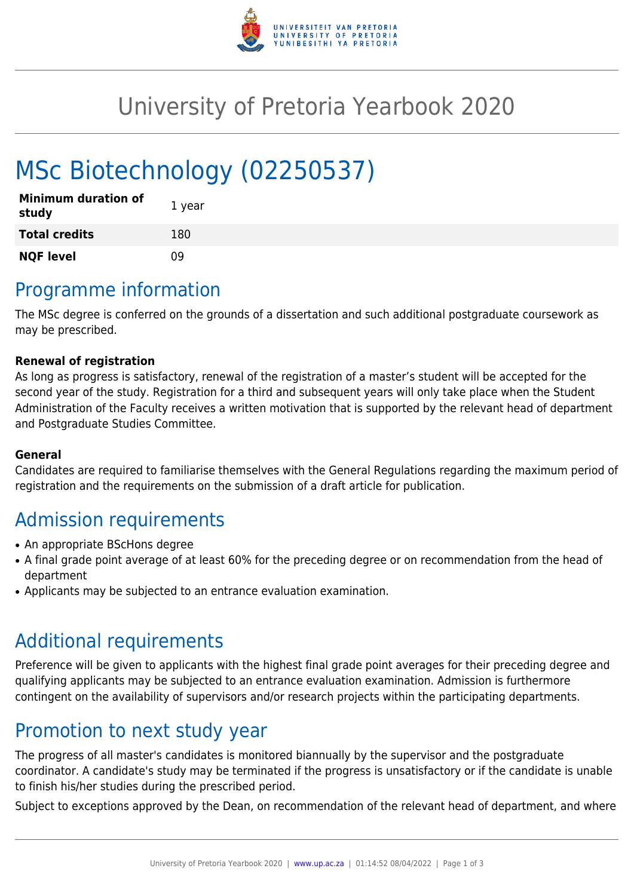# University of Pretoria Yearbook 2020

# MSc Biotechnology (02250537)

| | |
|---|---|
| **Minimum duration of study** | 1 year |
| **Total credits** | 180 |
| **NQF level** | 09 |

## Programme information

The MSc degree is conferred on the grounds of a dissertation and such additional postgraduate coursework as may be prescribed.

**Renewal of registration**

As long as progress is satisfactory, renewal of the registration of a master's student will be accepted for the second year of the study. Registration for a third and subsequent years will only take place when the Student Administration of the Faculty receives a written motivation that is supported by the relevant head of department and Postgraduate Studies Committee.

**General**

Candidates are required to familiarise themselves with the General Regulations regarding the maximum period of registration and the requirements on the submission of a draft article for publication.

## Admission requirements

- An appropriate BScHons degree
- A final grade point average of at least 60% for the preceding degree or on recommendation from the head of department
- Applicants may be subjected to an entrance evaluation examination.

## Additional requirements

Preference will be given to applicants with the highest final grade point averages for their preceding degree and qualifying applicants may be subjected to an entrance evaluation examination. Admission is furthermore contingent on the availability of supervisors and/or research projects within the participating departments.

## Promotion to next study year

The progress of all master's candidates is monitored biannually by the supervisor and the postgraduate coordinator. A candidate's study may be terminated if the progress is unsatisfactory or if the candidate is unable to finish his/her studies during the prescribed period.

Subject to exceptions approved by the Dean, on recommendation of the relevant head of department, and where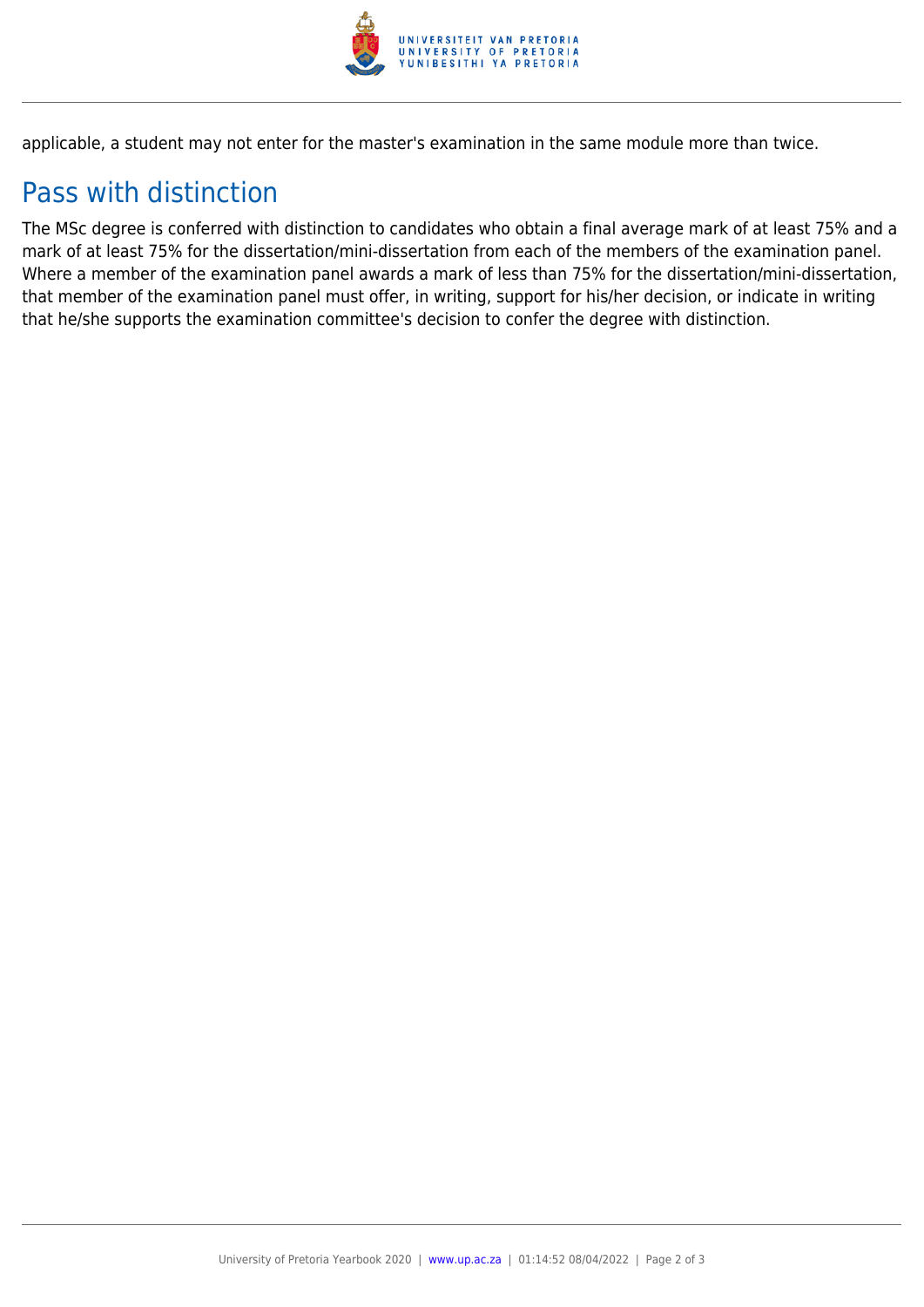applicable, a student may not enter for the master's examination in the same module more than twice.

## Pass with distinction

The MSc degree is conferred with distinction to candidates who obtain a final average mark of at least 75% and a mark of at least 75% for the dissertation/mini-dissertation from each of the members of the examination panel. Where a member of the examination panel awards a mark of less than 75% for the dissertation/mini-dissertation, that member of the examination panel must offer, in writing, support for his/her decision, or indicate in writing that he/she supports the examination committee's decision to confer the degree with distinction.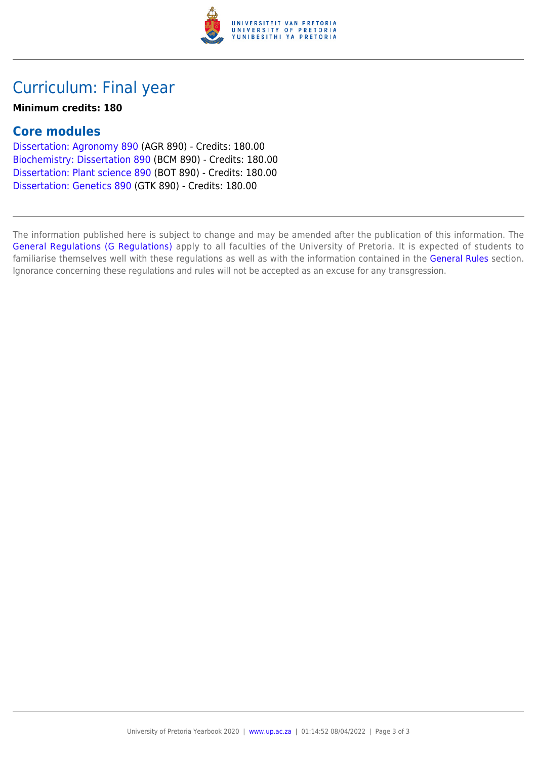## Curriculum: Final year

**Minimum credits: 180**

### Core modules

Dissertation: Agronomy 890 (AGR 890) - Credits: 180.00
Biochemistry: Dissertation 890 (BCM 890) - Credits: 180.00
Dissertation: Plant science 890 (BOT 890) - Credits: 180.00
Dissertation: Genetics 890 (GTK 890) - Credits: 180.00

The information published here is subject to change and may be amended after the publication of this information. The General Regulations (G Regulations) apply to all faculties of the University of Pretoria. It is expected of students to familiarise themselves well with these regulations as well as with the information contained in the General Rules section. Ignorance concerning these regulations and rules will not be accepted as an excuse for any transgression.